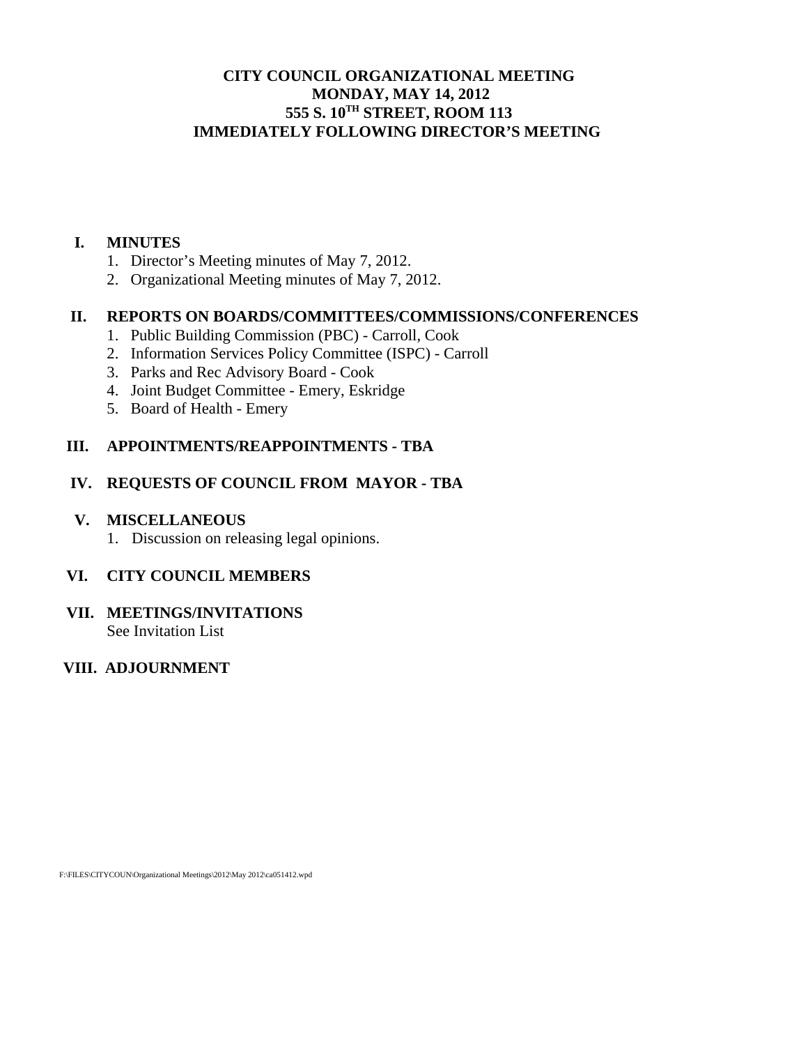# CITY COUNCIL ORGANIZATIONAL MEETING
## MONDAY, MAY 14, 2012
## 555 S. 10TH STREET, ROOM 113
## IMMEDIATELY FOLLOWING DIRECTOR'S MEETING

**I. MINUTES**

1. Director's Meeting minutes of May 7, 2012.
2. Organizational Meeting minutes of May 7, 2012.

**II. REPORTS ON BOARDS/COMMITTEES/COMMISSIONS/CONFERENCES**

1. Public Building Commission (PBC) - Carroll, Cook
2. Information Services Policy Committee (ISPC) - Carroll
3. Parks and Rec Advisory Board - Cook
4. Joint Budget Committee - Emery, Eskridge
5. Board of Health - Emery

**III. APPOINTMENTS/REAPPOINTMENTS - TBA**

**IV. REQUESTS OF COUNCIL FROM MAYOR - TBA**

**V. MISCELLANEOUS**

1. Discussion on releasing legal opinions.

**VI. CITY COUNCIL MEMBERS**

**VII. MEETINGS/INVITATIONS**

See Invitation List

**VIII. ADJOURNMENT**

F:\FILES\CITYCOUN\Organizational Meetings\2012\May 2012\ca051412.wpd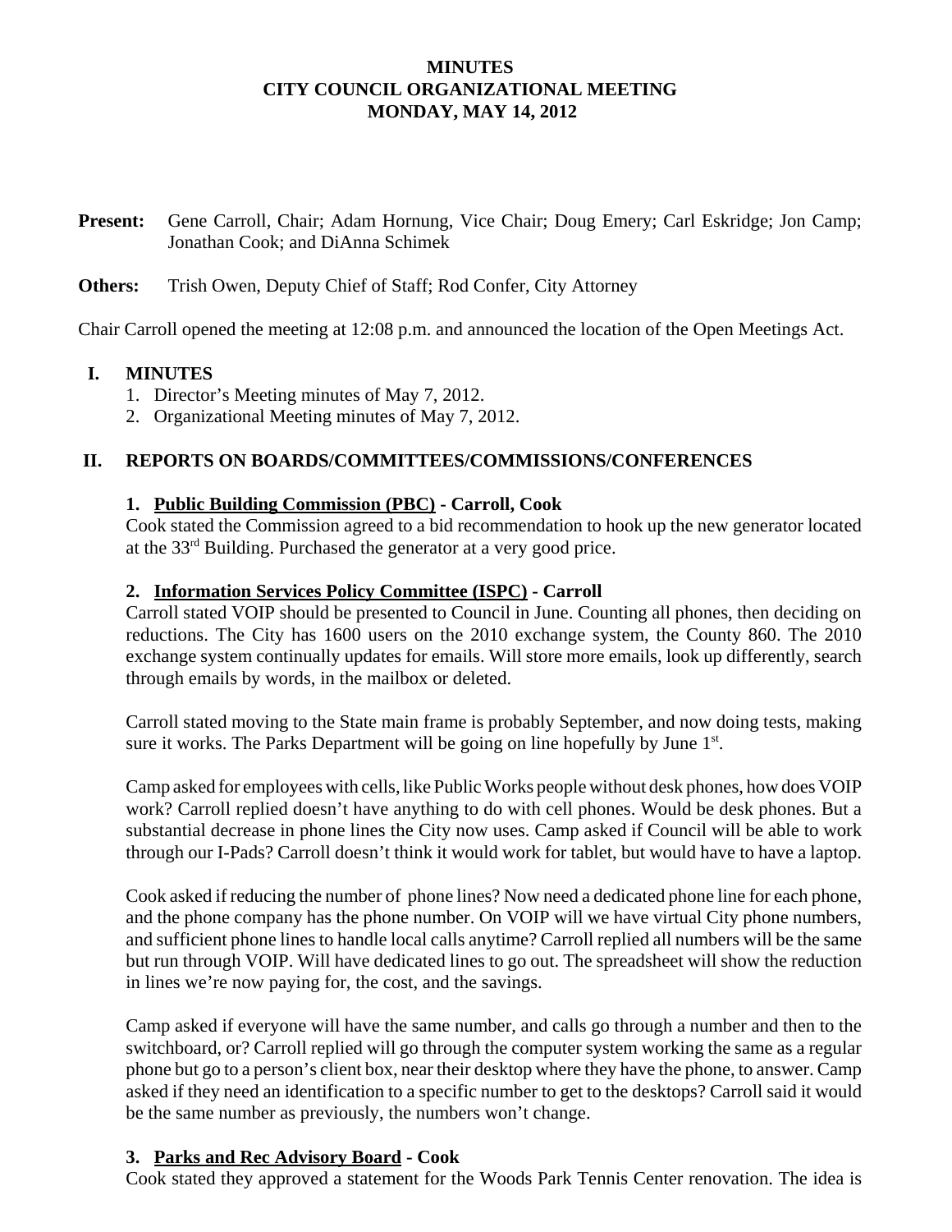**MINUTES**
**CITY COUNCIL ORGANIZATIONAL MEETING**
**MONDAY, MAY 14, 2012**

**Present:** Gene Carroll, Chair; Adam Hornung, Vice Chair; Doug Emery; Carl Eskridge; Jon Camp; Jonathan Cook; and DiAnna Schimek

**Others:** Trish Owen, Deputy Chief of Staff; Rod Confer, City Attorney

Chair Carroll opened the meeting at 12:08 p.m. and announced the location of the Open Meetings Act.

## I. MINUTES

1. Director's Meeting minutes of May 7, 2012.
2. Organizational Meeting minutes of May 7, 2012.

## II. REPORTS ON BOARDS/COMMITTEES/COMMISSIONS/CONFERENCES

### 1. Public Building Commission (PBC) - Carroll, Cook

Cook stated the Commission agreed to a bid recommendation to hook up the new generator located at the 33rd Building. Purchased the generator at a very good price.

### 2. Information Services Policy Committee (ISPC) - Carroll

Carroll stated VOIP should be presented to Council in June. Counting all phones, then deciding on reductions. The City has 1600 users on the 2010 exchange system, the County 860. The 2010 exchange system continually updates for emails. Will store more emails, look up differently, search through emails by words, in the mailbox or deleted.

Carroll stated moving to the State main frame is probably September, and now doing tests, making sure it works. The Parks Department will be going on line hopefully by June 1st.

Camp asked for employees with cells, like Public Works people without desk phones, how does VOIP work? Carroll replied doesn't have anything to do with cell phones. Would be desk phones. But a substantial decrease in phone lines the City now uses. Camp asked if Council will be able to work through our I-Pads? Carroll doesn't think it would work for tablet, but would have to have a laptop.

Cook asked if reducing the number of phone lines? Now need a dedicated phone line for each phone, and the phone company has the phone number. On VOIP will we have virtual City phone numbers, and sufficient phone lines to handle local calls anytime? Carroll replied all numbers will be the same but run through VOIP. Will have dedicated lines to go out. The spreadsheet will show the reduction in lines we're now paying for, the cost, and the savings.

Camp asked if everyone will have the same number, and calls go through a number and then to the switchboard, or? Carroll replied will go through the computer system working the same as a regular phone but go to a person's client box, near their desktop where they have the phone, to answer. Camp asked if they need an identification to a specific number to get to the desktops? Carroll said it would be the same number as previously, the numbers won't change.

### 3. Parks and Rec Advisory Board - Cook

Cook stated they approved a statement for the Woods Park Tennis Center renovation. The idea is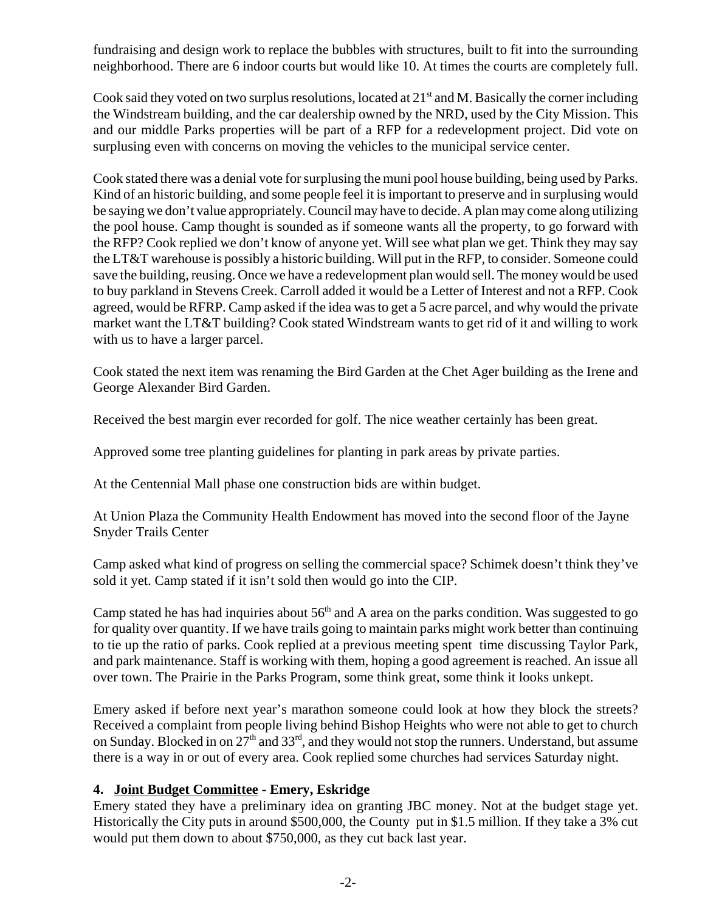fundraising and design work to replace the bubbles with structures, built to fit into the surrounding neighborhood. There are 6 indoor courts but would like 10. At times the courts are completely full.

Cook said they voted on two surplus resolutions, located at 21st and M. Basically the corner including the Windstream building, and the car dealership owned by the NRD, used by the City Mission. This and our middle Parks properties will be part of a RFP for a redevelopment project. Did vote on surplusing even with concerns on moving the vehicles to the municipal service center.

Cook stated there was a denial vote for surplusing the muni pool house building, being used by Parks. Kind of an historic building, and some people feel it is important to preserve and in surplusing would be saying we don't value appropriately. Council may have to decide. A plan may come along utilizing the pool house. Camp thought is sounded as if someone wants all the property, to go forward with the RFP? Cook replied we don't know of anyone yet. Will see what plan we get. Think they may say the LT&T warehouse is possibly a historic building. Will put in the RFP, to consider. Someone could save the building, reusing. Once we have a redevelopment plan would sell. The money would be used to buy parkland in Stevens Creek. Carroll added it would be a Letter of Interest and not a RFP. Cook agreed, would be RFRP. Camp asked if the idea was to get a 5 acre parcel, and why would the private market want the LT&T building? Cook stated Windstream wants to get rid of it and willing to work with us to have a larger parcel.

Cook stated the next item was renaming the Bird Garden at the Chet Ager building as the Irene and George Alexander Bird Garden.

Received the best margin ever recorded for golf. The nice weather certainly has been great.

Approved some tree planting guidelines for planting in park areas by private parties.

At the Centennial Mall phase one construction bids are within budget.

At Union Plaza the Community Health Endowment has moved into the second floor of the Jayne Snyder Trails Center

Camp asked what kind of progress on selling the commercial space? Schimek doesn't think they've sold it yet. Camp stated if it isn't sold then would go into the CIP.

Camp stated he has had inquiries about 56th and A area on the parks condition. Was suggested to go for quality over quantity. If we have trails going to maintain parks might work better than continuing to tie up the ratio of parks. Cook replied at a previous meeting spent time discussing Taylor Park, and park maintenance. Staff is working with them, hoping a good agreement is reached. An issue all over town. The Prairie in the Parks Program, some think great, some think it looks unkept.

Emery asked if before next year's marathon someone could look at how they block the streets? Received a complaint from people living behind Bishop Heights who were not able to get to church on Sunday. Blocked in on 27th and 33rd, and they would not stop the runners. Understand, but assume there is a way in or out of every area. Cook replied some churches had services Saturday night.

### 4. Joint Budget Committee - Emery, Eskridge

Emery stated they have a preliminary idea on granting JBC money. Not at the budget stage yet. Historically the City puts in around $500,000, the County put in $1.5 million. If they take a 3% cut would put them down to about $750,000, as they cut back last year.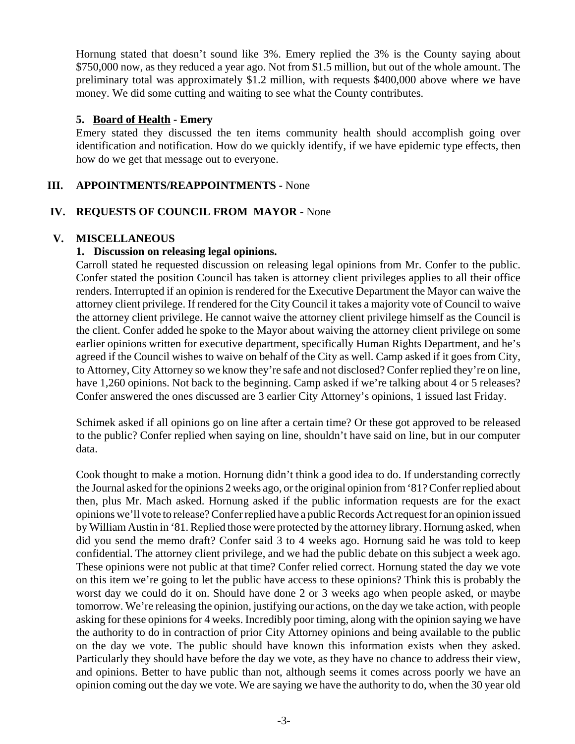Hornung stated that doesn't sound like 3%. Emery replied the 3% is the County saying about \$750,000 now, as they reduced a year ago. Not from \$1.5 million, but out of the whole amount. The preliminary total was approximately \$1.2 million, with requests \$400,000 above where we have money. We did some cutting and waiting to see what the County contributes.

**5. Board of Health - Emery**

Emery stated they discussed the ten items community health should accomplish going over identification and notification. How do we quickly identify, if we have epidemic type effects, then how do we get that message out to everyone.

## III. APPOINTMENTS/REAPPOINTMENTS - None

## IV. REQUESTS OF COUNCIL FROM MAYOR - None

## V. MISCELLANEOUS

**1. Discussion on releasing legal opinions.**

Carroll stated he requested discussion on releasing legal opinions from Mr. Confer to the public. Confer stated the position Council has taken is attorney client privileges applies to all their office renders. Interrupted if an opinion is rendered for the Executive Department the Mayor can waive the attorney client privilege. If rendered for the City Council it takes a majority vote of Council to waive the attorney client privilege. He cannot waive the attorney client privilege himself as the Council is the client. Confer added he spoke to the Mayor about waiving the attorney client privilege on some earlier opinions written for executive department, specifically Human Rights Department, and he's agreed if the Council wishes to waive on behalf of the City as well. Camp asked if it goes from City, to Attorney, City Attorney so we know they're safe and not disclosed? Confer replied they're on line, have 1,260 opinions. Not back to the beginning. Camp asked if we're talking about 4 or 5 releases? Confer answered the ones discussed are 3 earlier City Attorney's opinions, 1 issued last Friday.

Schimek asked if all opinions go on line after a certain time? Or these got approved to be released to the public? Confer replied when saying on line, shouldn't have said on line, but in our computer data.

Cook thought to make a motion. Hornung didn't think a good idea to do. If understanding correctly the Journal asked for the opinions 2 weeks ago, or the original opinion from '81? Confer replied about then, plus Mr. Mach asked. Hornung asked if the public information requests are for the exact opinions we'll vote to release? Confer replied have a public Records Act request for an opinion issued by William Austin in '81. Replied those were protected by the attorney library. Hornung asked, when did you send the memo draft? Confer said 3 to 4 weeks ago. Hornung said he was told to keep confidential. The attorney client privilege, and we had the public debate on this subject a week ago. These opinions were not public at that time? Confer relied correct. Hornung stated the day we vote on this item we're going to let the public have access to these opinions? Think this is probably the worst day we could do it on. Should have done 2 or 3 weeks ago when people asked, or maybe tomorrow. We're releasing the opinion, justifying our actions, on the day we take action, with people asking for these opinions for 4 weeks. Incredibly poor timing, along with the opinion saying we have the authority to do in contraction of prior City Attorney opinions and being available to the public on the day we vote. The public should have known this information exists when they asked. Particularly they should have before the day we vote, as they have no chance to address their view, and opinions. Better to have public than not, although seems it comes across poorly we have an opinion coming out the day we vote. We are saying we have the authority to do, when the 30 year old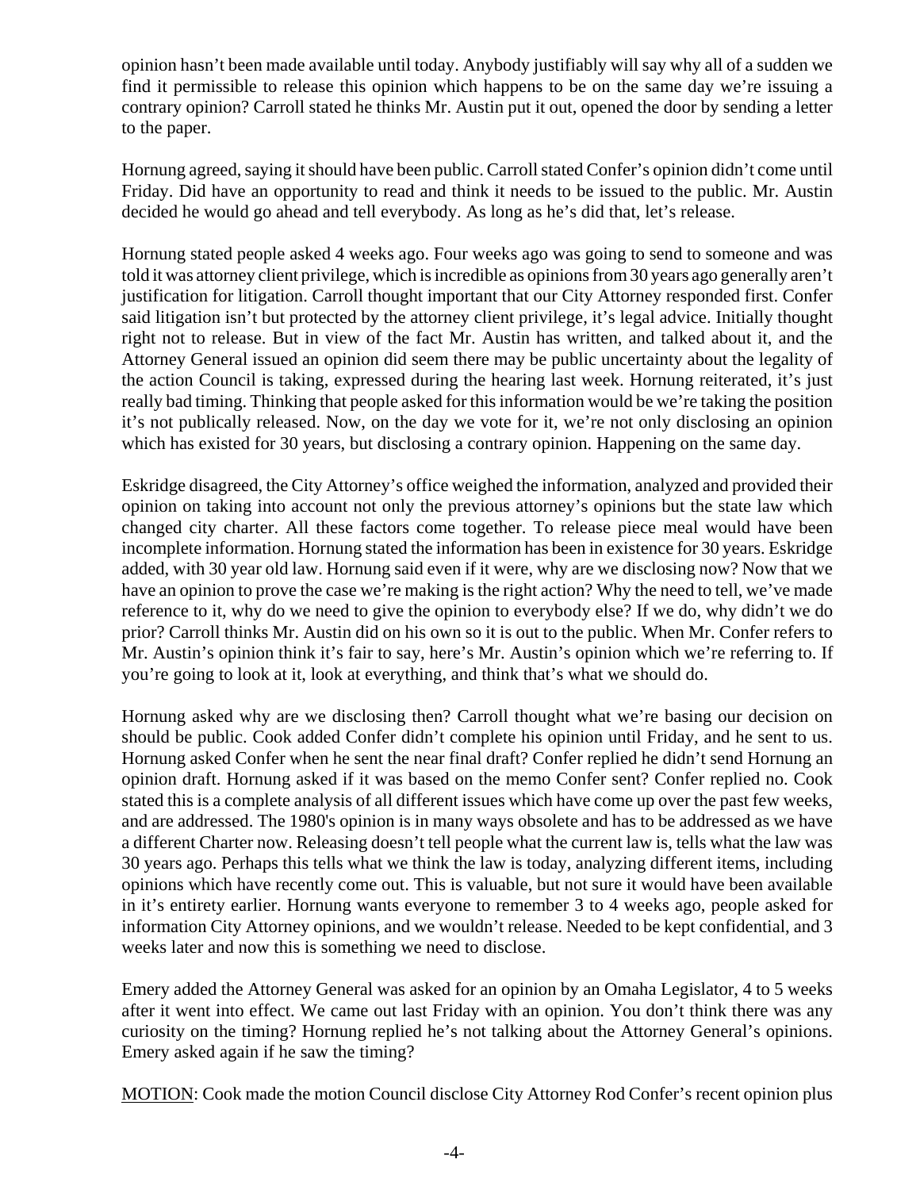opinion hasn't been made available until today. Anybody justifiably will say why all of a sudden we find it permissible to release this opinion which happens to be on the same day we're issuing a contrary opinion? Carroll stated he thinks Mr. Austin put it out, opened the door by sending a letter to the paper.

Hornung agreed, saying it should have been public. Carroll stated Confer's opinion didn't come until Friday. Did have an opportunity to read and think it needs to be issued to the public. Mr. Austin decided he would go ahead and tell everybody. As long as he's did that, let's release.

Hornung stated people asked 4 weeks ago. Four weeks ago was going to send to someone and was told it was attorney client privilege, which is incredible as opinions from 30 years ago generally aren't justification for litigation. Carroll thought important that our City Attorney responded first. Confer said litigation isn't but protected by the attorney client privilege, it's legal advice. Initially thought right not to release. But in view of the fact Mr. Austin has written, and talked about it, and the Attorney General issued an opinion did seem there may be public uncertainty about the legality of the action Council is taking, expressed during the hearing last week. Hornung reiterated, it's just really bad timing. Thinking that people asked for this information would be we're taking the position it's not publically released. Now, on the day we vote for it, we're not only disclosing an opinion which has existed for 30 years, but disclosing a contrary opinion. Happening on the same day.

Eskridge disagreed, the City Attorney's office weighed the information, analyzed and provided their opinion on taking into account not only the previous attorney's opinions but the state law which changed city charter. All these factors come together. To release piece meal would have been incomplete information. Hornung stated the information has been in existence for 30 years. Eskridge added, with 30 year old law. Hornung said even if it were, why are we disclosing now? Now that we have an opinion to prove the case we're making is the right action? Why the need to tell, we've made reference to it, why do we need to give the opinion to everybody else? If we do, why didn't we do prior? Carroll thinks Mr. Austin did on his own so it is out to the public. When Mr. Confer refers to Mr. Austin's opinion think it's fair to say, here's Mr. Austin's opinion which we're referring to. If you're going to look at it, look at everything, and think that's what we should do.

Hornung asked why are we disclosing then? Carroll thought what we're basing our decision on should be public. Cook added Confer didn't complete his opinion until Friday, and he sent to us. Hornung asked Confer when he sent the near final draft? Confer replied he didn't send Hornung an opinion draft. Hornung asked if it was based on the memo Confer sent? Confer replied no. Cook stated this is a complete analysis of all different issues which have come up over the past few weeks, and are addressed. The 1980's opinion is in many ways obsolete and has to be addressed as we have a different Charter now. Releasing doesn't tell people what the current law is, tells what the law was 30 years ago. Perhaps this tells what we think the law is today, analyzing different items, including opinions which have recently come out. This is valuable, but not sure it would have been available in it's entirety earlier. Hornung wants everyone to remember 3 to 4 weeks ago, people asked for information City Attorney opinions, and we wouldn't release. Needed to be kept confidential, and 3 weeks later and now this is something we need to disclose.

Emery added the Attorney General was asked for an opinion by an Omaha Legislator, 4 to 5 weeks after it went into effect. We came out last Friday with an opinion. You don't think there was any curiosity on the timing? Hornung replied he's not talking about the Attorney General's opinions. Emery asked again if he saw the timing?

<u>MOTION</u>: Cook made the motion Council disclose City Attorney Rod Confer's recent opinion plus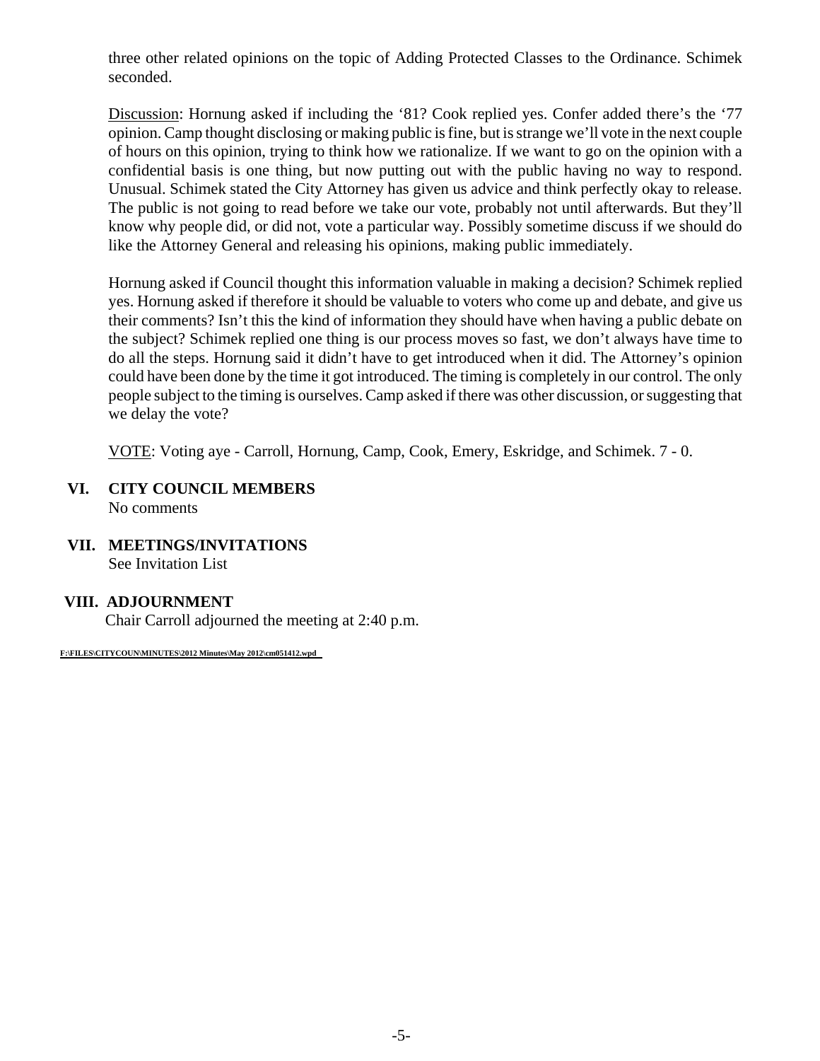three other related opinions on the topic of Adding Protected Classes to the Ordinance. Schimek seconded.

Discussion: Hornung asked if including the '81? Cook replied yes. Confer added there's the '77 opinion. Camp thought disclosing or making public is fine, but is strange we'll vote in the next couple of hours on this opinion, trying to think how we rationalize. If we want to go on the opinion with a confidential basis is one thing, but now putting out with the public having no way to respond. Unusual. Schimek stated the City Attorney has given us advice and think perfectly okay to release. The public is not going to read before we take our vote, probably not until afterwards. But they'll know why people did, or did not, vote a particular way. Possibly sometime discuss if we should do like the Attorney General and releasing his opinions, making public immediately.

Hornung asked if Council thought this information valuable in making a decision? Schimek replied yes. Hornung asked if therefore it should be valuable to voters who come up and debate, and give us their comments? Isn't this the kind of information they should have when having a public debate on the subject? Schimek replied one thing is our process moves so fast, we don't always have time to do all the steps. Hornung said it didn't have to get introduced when it did. The Attorney's opinion could have been done by the time it got introduced. The timing is completely in our control. The only people subject to the timing is ourselves. Camp asked if there was other discussion, or suggesting that we delay the vote?

VOTE: Voting aye - Carroll, Hornung, Camp, Cook, Emery, Eskridge, and Schimek. 7 - 0.

## VI. CITY COUNCIL MEMBERS

No comments

## VII. MEETINGS/INVITATIONS

See Invitation List

## VIII. ADJOURNMENT

Chair Carroll adjourned the meeting at 2:40 p.m.

**F:\FILES\CITYCOUN\MINUTES\2012 Minutes\May 2012\cm051412.wpd**